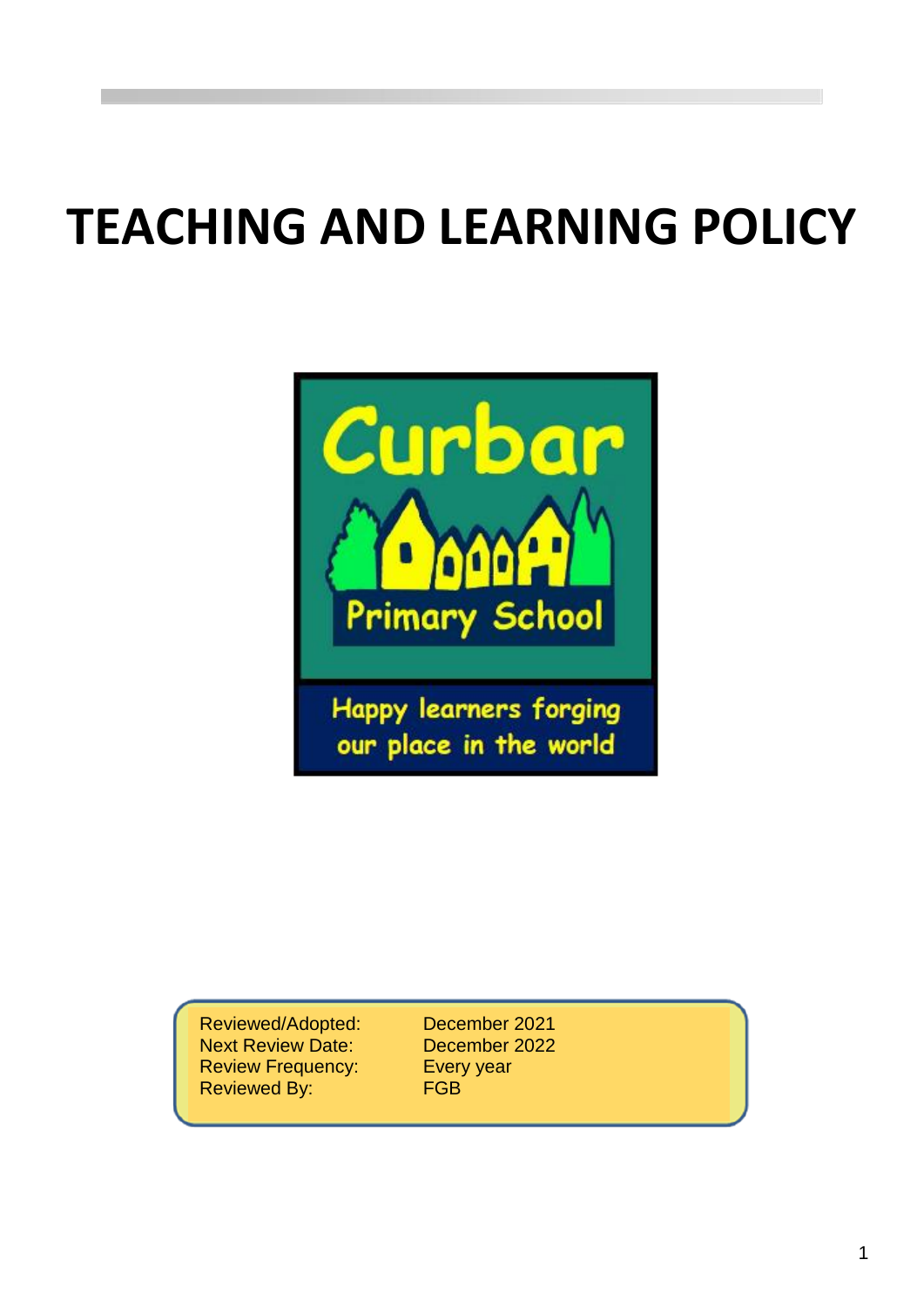# TEACHING AND LEARNING POLICY

Curbar Primary School

Happy learners forging our place in the world

| | |
|---|---|
| Reviewed/Adopted: | December 2021 |
| Next Review Date: | December 2022 |
| Review Frequency: | Every year |
| Reviewed By: | FGB |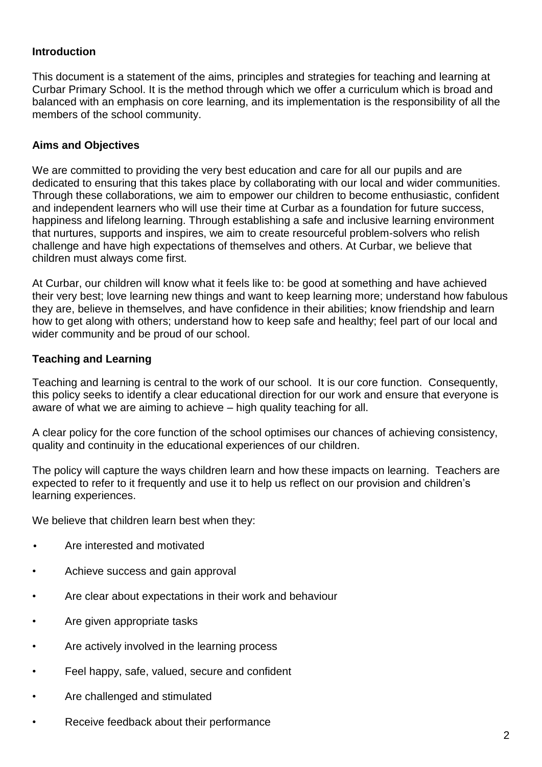## Introduction

This document is a statement of the aims, principles and strategies for teaching and learning at Curbar Primary School. It is the method through which we offer a curriculum which is broad and balanced with an emphasis on core learning, and its implementation is the responsibility of all the members of the school community.

## Aims and Objectives

We are committed to providing the very best education and care for all our pupils and are dedicated to ensuring that this takes place by collaborating with our local and wider communities. Through these collaborations, we aim to empower our children to become enthusiastic, confident and independent learners who will use their time at Curbar as a foundation for future success, happiness and lifelong learning. Through establishing a safe and inclusive learning environment that nurtures, supports and inspires, we aim to create resourceful problem-solvers who relish challenge and have high expectations of themselves and others. At Curbar, we believe that children must always come first.

At Curbar, our children will know what it feels like to: be good at something and have achieved their very best; love learning new things and want to keep learning more; understand how fabulous they are, believe in themselves, and have confidence in their abilities; know friendship and learn how to get along with others; understand how to keep safe and healthy; feel part of our local and wider community and be proud of our school.

## Teaching and Learning

Teaching and learning is central to the work of our school. It is our core function. Consequently, this policy seeks to identify a clear educational direction for our work and ensure that everyone is aware of what we are aiming to achieve – high quality teaching for all.

A clear policy for the core function of the school optimises our chances of achieving consistency, quality and continuity in the educational experiences of our children.

The policy will capture the ways children learn and how these impacts on learning. Teachers are expected to refer to it frequently and use it to help us reflect on our provision and children's learning experiences.

We believe that children learn best when they:

- Are interested and motivated
- Achieve success and gain approval
- Are clear about expectations in their work and behaviour
- Are given appropriate tasks
- Are actively involved in the learning process
- Feel happy, safe, valued, secure and confident
- Are challenged and stimulated
- Receive feedback about their performance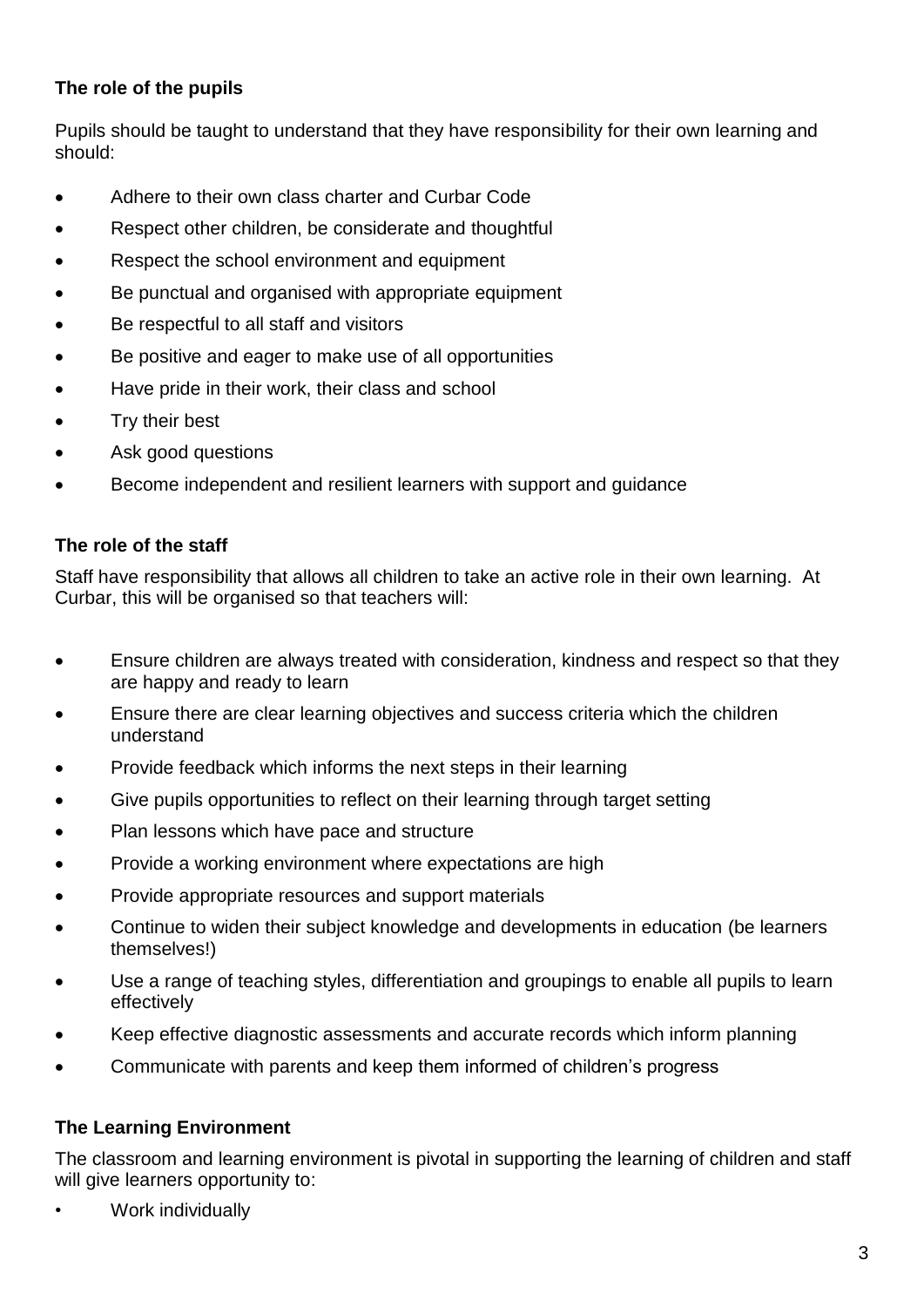**The role of the pupils**

Pupils should be taught to understand that they have responsibility for their own learning and should:

- Adhere to their own class charter and Curbar Code
- Respect other children, be considerate and thoughtful
- Respect the school environment and equipment
- Be punctual and organised with appropriate equipment
- Be respectful to all staff and visitors
- Be positive and eager to make use of all opportunities
- Have pride in their work, their class and school
- Try their best
- Ask good questions
- Become independent and resilient learners with support and guidance

**The role of the staff**

Staff have responsibility that allows all children to take an active role in their own learning. At Curbar, this will be organised so that teachers will:

- Ensure children are always treated with consideration, kindness and respect so that they are happy and ready to learn
- Ensure there are clear learning objectives and success criteria which the children understand
- Provide feedback which informs the next steps in their learning
- Give pupils opportunities to reflect on their learning through target setting
- Plan lessons which have pace and structure
- Provide a working environment where expectations are high
- Provide appropriate resources and support materials
- Continue to widen their subject knowledge and developments in education (be learners themselves!)
- Use a range of teaching styles, differentiation and groupings to enable all pupils to learn effectively
- Keep effective diagnostic assessments and accurate records which inform planning
- Communicate with parents and keep them informed of children's progress

**The Learning Environment**

The classroom and learning environment is pivotal in supporting the learning of children and staff will give learners opportunity to:

- Work individually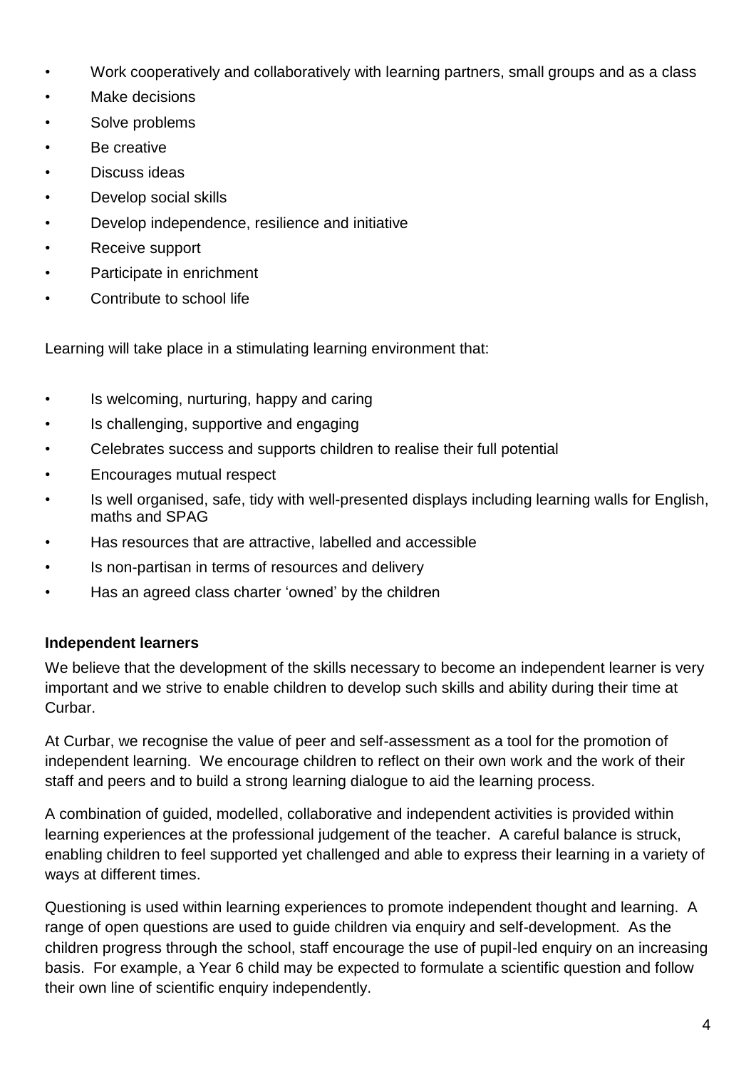- Work cooperatively and collaboratively with learning partners, small groups and as a class
- Make decisions
- Solve problems
- Be creative
- Discuss ideas
- Develop social skills
- Develop independence, resilience and initiative
- Receive support
- Participate in enrichment
- Contribute to school life

Learning will take place in a stimulating learning environment that:

- Is welcoming, nurturing, happy and caring
- Is challenging, supportive and engaging
- Celebrates success and supports children to realise their full potential
- Encourages mutual respect
- Is well organised, safe, tidy with well-presented displays including learning walls for English, maths and SPAG
- Has resources that are attractive, labelled and accessible
- Is non-partisan in terms of resources and delivery
- Has an agreed class charter 'owned' by the children

**Independent learners**

We believe that the development of the skills necessary to become an independent learner is very important and we strive to enable children to develop such skills and ability during their time at Curbar.

At Curbar, we recognise the value of peer and self-assessment as a tool for the promotion of independent learning. We encourage children to reflect on their own work and the work of their staff and peers and to build a strong learning dialogue to aid the learning process.

A combination of guided, modelled, collaborative and independent activities is provided within learning experiences at the professional judgement of the teacher. A careful balance is struck, enabling children to feel supported yet challenged and able to express their learning in a variety of ways at different times.

Questioning is used within learning experiences to promote independent thought and learning. A range of open questions are used to guide children via enquiry and self-development. As the children progress through the school, staff encourage the use of pupil-led enquiry on an increasing basis. For example, a Year 6 child may be expected to formulate a scientific question and follow their own line of scientific enquiry independently.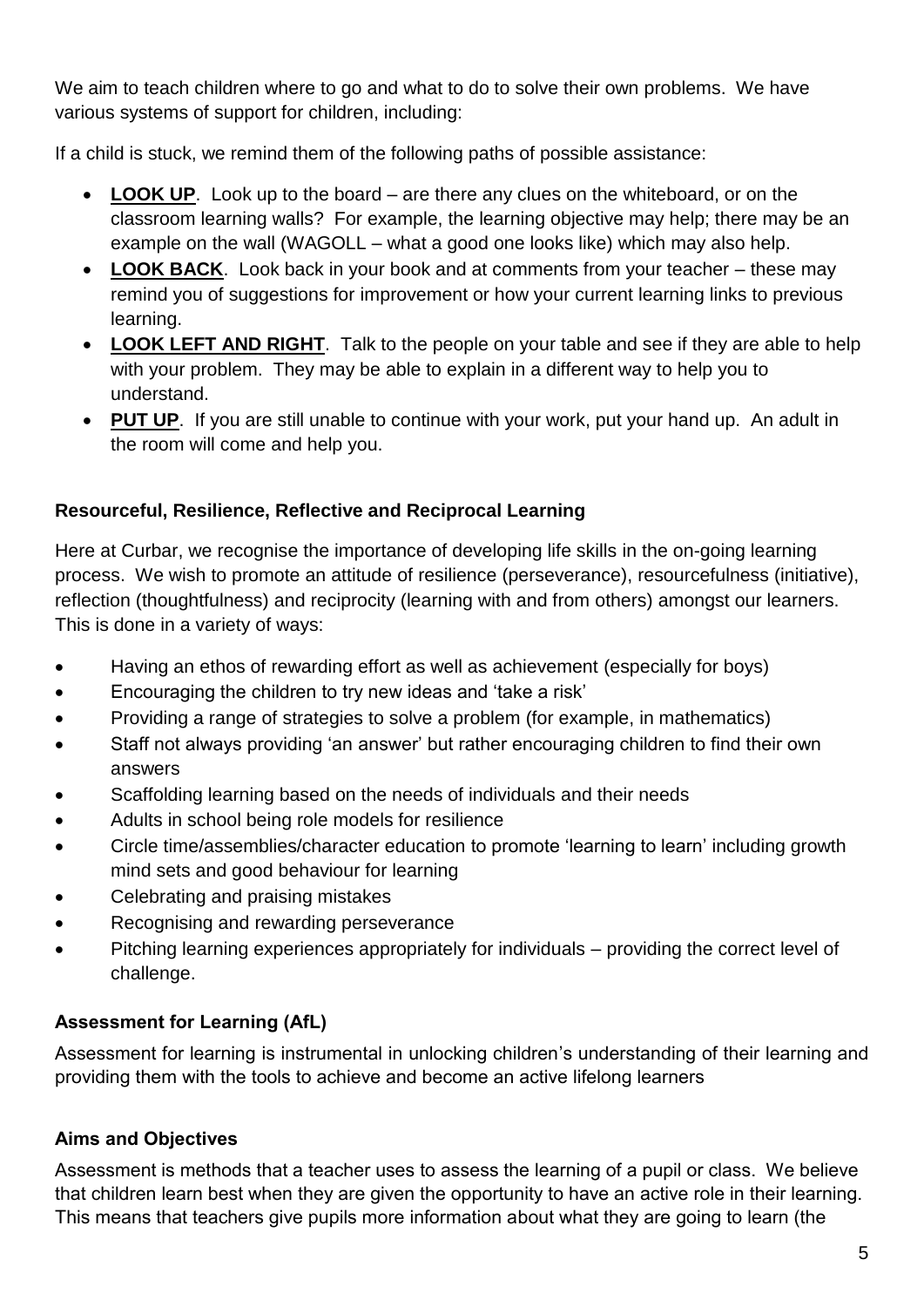We aim to teach children where to go and what to do to solve their own problems. We have various systems of support for children, including:

If a child is stuck, we remind them of the following paths of possible assistance:

- **LOOK UP**. Look up to the board – are there any clues on the whiteboard, or on the classroom learning walls? For example, the learning objective may help; there may be an example on the wall (WAGOLL – what a good one looks like) which may also help.
- **LOOK BACK**. Look back in your book and at comments from your teacher – these may remind you of suggestions for improvement or how your current learning links to previous learning.
- **LOOK LEFT AND RIGHT**. Talk to the people on your table and see if they are able to help with your problem. They may be able to explain in a different way to help you to understand.
- **PUT UP**. If you are still unable to continue with your work, put your hand up. An adult in the room will come and help you.

### Resourceful, Resilience, Reflective and Reciprocal Learning

Here at Curbar, we recognise the importance of developing life skills in the on-going learning process. We wish to promote an attitude of resilience (perseverance), resourcefulness (initiative), reflection (thoughtfulness) and reciprocity (learning with and from others) amongst our learners. This is done in a variety of ways:

- Having an ethos of rewarding effort as well as achievement (especially for boys)
- Encouraging the children to try new ideas and 'take a risk'
- Providing a range of strategies to solve a problem (for example, in mathematics)
- Staff not always providing 'an answer' but rather encouraging children to find their own answers
- Scaffolding learning based on the needs of individuals and their needs
- Adults in school being role models for resilience
- Circle time/assemblies/character education to promote 'learning to learn' including growth mind sets and good behaviour for learning
- Celebrating and praising mistakes
- Recognising and rewarding perseverance
- Pitching learning experiences appropriately for individuals – providing the correct level of challenge.

### Assessment for Learning (AfL)

Assessment for learning is instrumental in unlocking children's understanding of their learning and providing them with the tools to achieve and become an active lifelong learners

### Aims and Objectives

Assessment is methods that a teacher uses to assess the learning of a pupil or class. We believe that children learn best when they are given the opportunity to have an active role in their learning. This means that teachers give pupils more information about what they are going to learn (the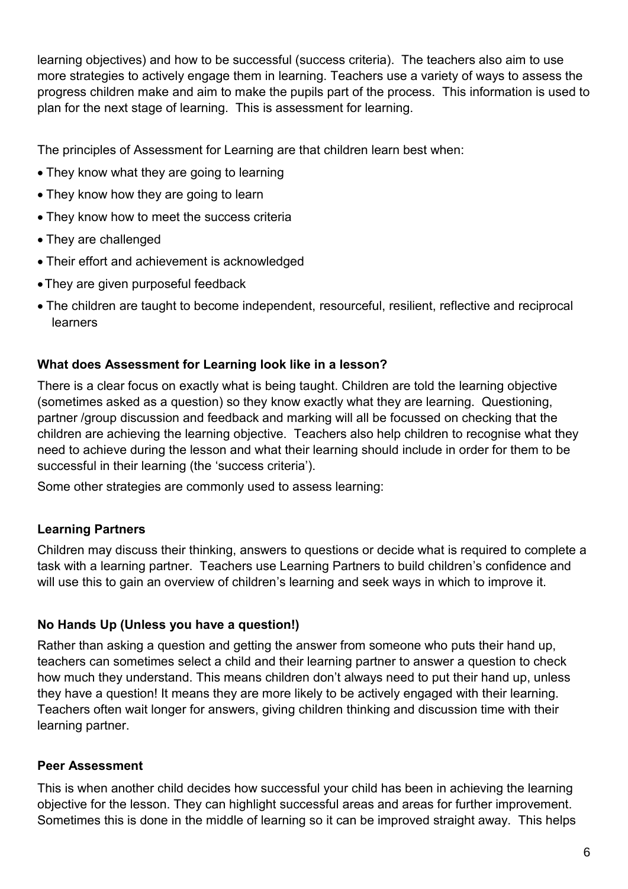learning objectives) and how to be successful (success criteria). The teachers also aim to use more strategies to actively engage them in learning. Teachers use a variety of ways to assess the progress children make and aim to make the pupils part of the process. This information is used to plan for the next stage of learning. This is assessment for learning.

The principles of Assessment for Learning are that children learn best when:

- They know what they are going to learning
- They know how they are going to learn
- They know how to meet the success criteria
- They are challenged
- Their effort and achievement is acknowledged
- They are given purposeful feedback
- The children are taught to become independent, resourceful, resilient, reflective and reciprocal learners

**What does Assessment for Learning look like in a lesson?**

There is a clear focus on exactly what is being taught. Children are told the learning objective (sometimes asked as a question) so they know exactly what they are learning. Questioning, partner /group discussion and feedback and marking will all be focussed on checking that the children are achieving the learning objective. Teachers also help children to recognise what they need to achieve during the lesson and what their learning should include in order for them to be successful in their learning (the 'success criteria').

Some other strategies are commonly used to assess learning:

**Learning Partners**

Children may discuss their thinking, answers to questions or decide what is required to complete a task with a learning partner. Teachers use Learning Partners to build children's confidence and will use this to gain an overview of children's learning and seek ways in which to improve it.

**No Hands Up (Unless you have a question!)**

Rather than asking a question and getting the answer from someone who puts their hand up, teachers can sometimes select a child and their learning partner to answer a question to check how much they understand. This means children don't always need to put their hand up, unless they have a question! It means they are more likely to be actively engaged with their learning. Teachers often wait longer for answers, giving children thinking and discussion time with their learning partner.

**Peer Assessment**

This is when another child decides how successful your child has been in achieving the learning objective for the lesson. They can highlight successful areas and areas for further improvement. Sometimes this is done in the middle of learning so it can be improved straight away. This helps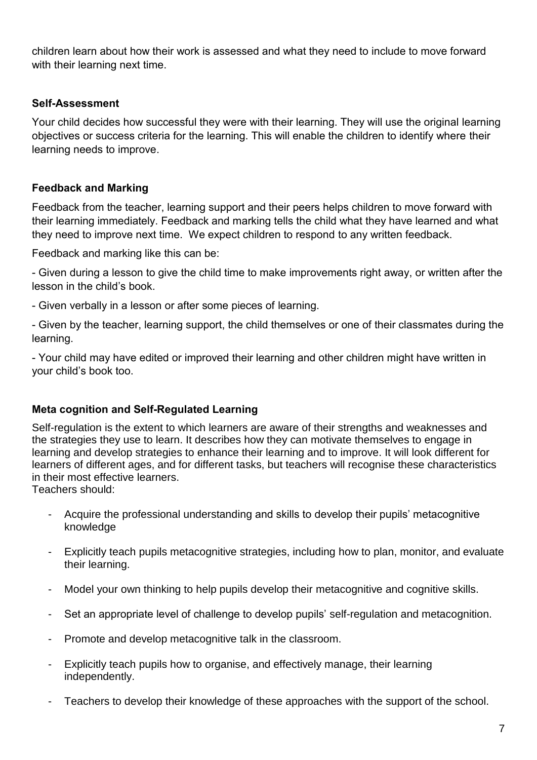children learn about how their work is assessed and what they need to include to move forward with their learning next time.

**Self-Assessment**

Your child decides how successful they were with their learning. They will use the original learning objectives or success criteria for the learning. This will enable the children to identify where their learning needs to improve.

**Feedback and Marking**

Feedback from the teacher, learning support and their peers helps children to move forward with their learning immediately. Feedback and marking tells the child what they have learned and what they need to improve next time. We expect children to respond to any written feedback.

Feedback and marking like this can be:

- Given during a lesson to give the child time to make improvements right away, or written after the lesson in the child's book.
- Given verbally in a lesson or after some pieces of learning.
- Given by the teacher, learning support, the child themselves or one of their classmates during the learning.
- Your child may have edited or improved their learning and other children might have written in your child's book too.

**Meta cognition and Self-Regulated Learning**

Self-regulation is the extent to which learners are aware of their strengths and weaknesses and the strategies they use to learn. It describes how they can motivate themselves to engage in learning and develop strategies to enhance their learning and to improve. It will look different for learners of different ages, and for different tasks, but teachers will recognise these characteristics in their most effective learners.
Teachers should:

- Acquire the professional understanding and skills to develop their pupils' metacognitive knowledge
- Explicitly teach pupils metacognitive strategies, including how to plan, monitor, and evaluate their learning.
- Model your own thinking to help pupils develop their metacognitive and cognitive skills.
- Set an appropriate level of challenge to develop pupils' self-regulation and metacognition.
- Promote and develop metacognitive talk in the classroom.
- Explicitly teach pupils how to organise, and effectively manage, their learning independently.
- Teachers to develop their knowledge of these approaches with the support of the school.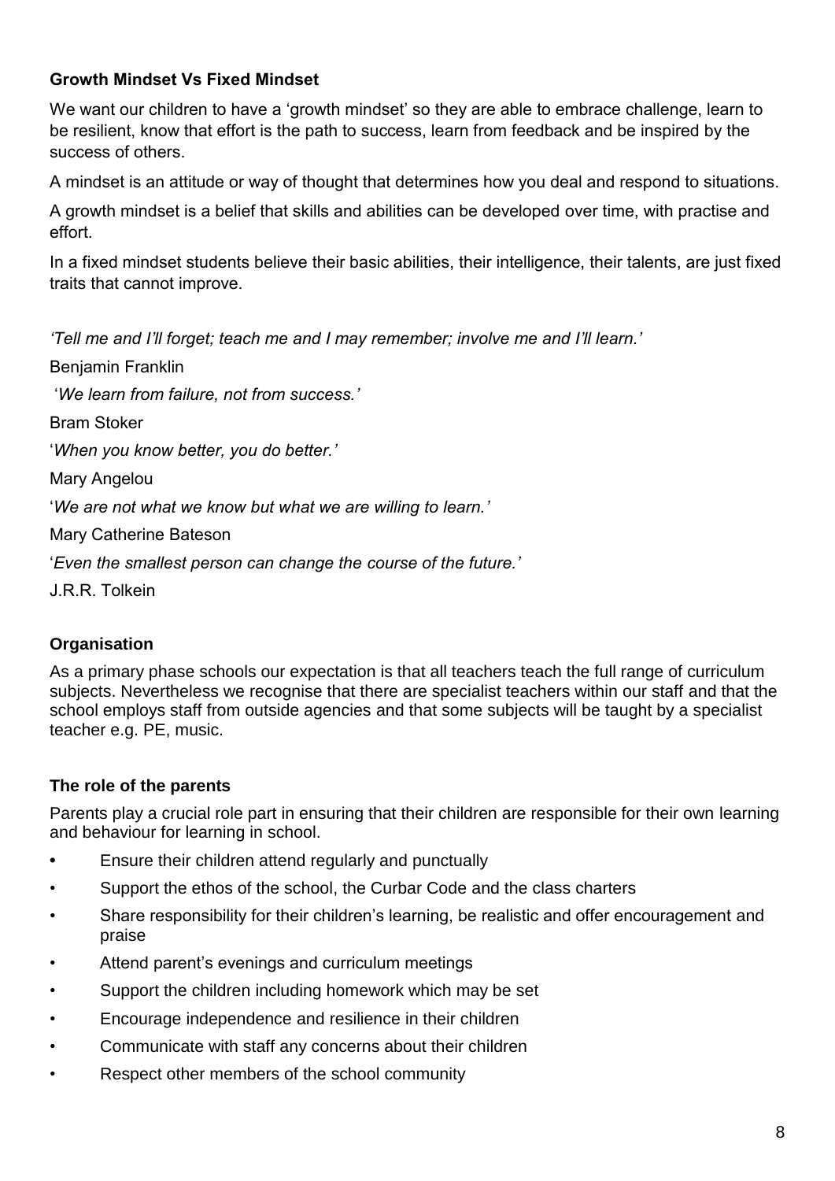**Growth Mindset Vs Fixed Mindset**

We want our children to have a 'growth mindset' so they are able to embrace challenge, learn to be resilient, know that effort is the path to success, learn from feedback and be inspired by the success of others.

A mindset is an attitude or way of thought that determines how you deal and respond to situations.

A growth mindset is a belief that skills and abilities can be developed over time, with practise and effort.

In a fixed mindset students believe their basic abilities, their intelligence, their talents, are just fixed traits that cannot improve.

*'Tell me and I'll forget; teach me and I may remember; involve me and I'll learn.'*

Benjamin Franklin

'*We learn from failure, not from success.'*

Bram Stoker

'*When you know better, you do better.'*

Mary Angelou

'*We are not what we know but what we are willing to learn.'*

Mary Catherine Bateson

'*Even the smallest person can change the course of the future.'*

J.R.R. Tolkein

**Organisation**

As a primary phase schools our expectation is that all teachers teach the full range of curriculum subjects. Nevertheless we recognise that there are specialist teachers within our staff and that the school employs staff from outside agencies and that some subjects will be taught by a specialist teacher e.g. PE, music.

**The role of the parents**

Parents play a crucial role part in ensuring that their children are responsible for their own learning and behaviour for learning in school.

- Ensure their children attend regularly and punctually
- Support the ethos of the school, the Curbar Code and the class charters
- Share responsibility for their children's learning, be realistic and offer encouragement and praise
- Attend parent's evenings and curriculum meetings
- Support the children including homework which may be set
- Encourage independence and resilience in their children
- Communicate with staff any concerns about their children
- Respect other members of the school community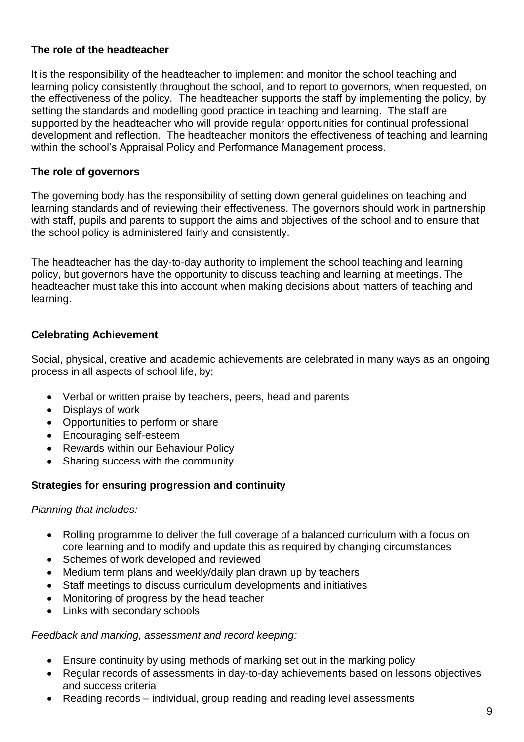**The role of the headteacher**

It is the responsibility of the headteacher to implement and monitor the school teaching and learning policy consistently throughout the school, and to report to governors, when requested, on the effectiveness of the policy. The headteacher supports the staff by implementing the policy, by setting the standards and modelling good practice in teaching and learning. The staff are supported by the headteacher who will provide regular opportunities for continual professional development and reflection. The headteacher monitors the effectiveness of teaching and learning within the school's Appraisal Policy and Performance Management process.

**The role of governors**

The governing body has the responsibility of setting down general guidelines on teaching and learning standards and of reviewing their effectiveness. The governors should work in partnership with staff, pupils and parents to support the aims and objectives of the school and to ensure that the school policy is administered fairly and consistently.

The headteacher has the day-to-day authority to implement the school teaching and learning policy, but governors have the opportunity to discuss teaching and learning at meetings. The headteacher must take this into account when making decisions about matters of teaching and learning.

**Celebrating Achievement**

Social, physical, creative and academic achievements are celebrated in many ways as an ongoing process in all aspects of school life, by;

- Verbal or written praise by teachers, peers, head and parents
- Displays of work
- Opportunities to perform or share
- Encouraging self-esteem
- Rewards within our Behaviour Policy
- Sharing success with the community

**Strategies for ensuring progression and continuity**

*Planning that includes:*

- Rolling programme to deliver the full coverage of a balanced curriculum with a focus on core learning and to modify and update this as required by changing circumstances
- Schemes of work developed and reviewed
- Medium term plans and weekly/daily plan drawn up by teachers
- Staff meetings to discuss curriculum developments and initiatives
- Monitoring of progress by the head teacher
- Links with secondary schools

*Feedback and marking, assessment and record keeping:*

- Ensure continuity by using methods of marking set out in the marking policy
- Regular records of assessments in day-to-day achievements based on lessons objectives and success criteria
- Reading records – individual, group reading and reading level assessments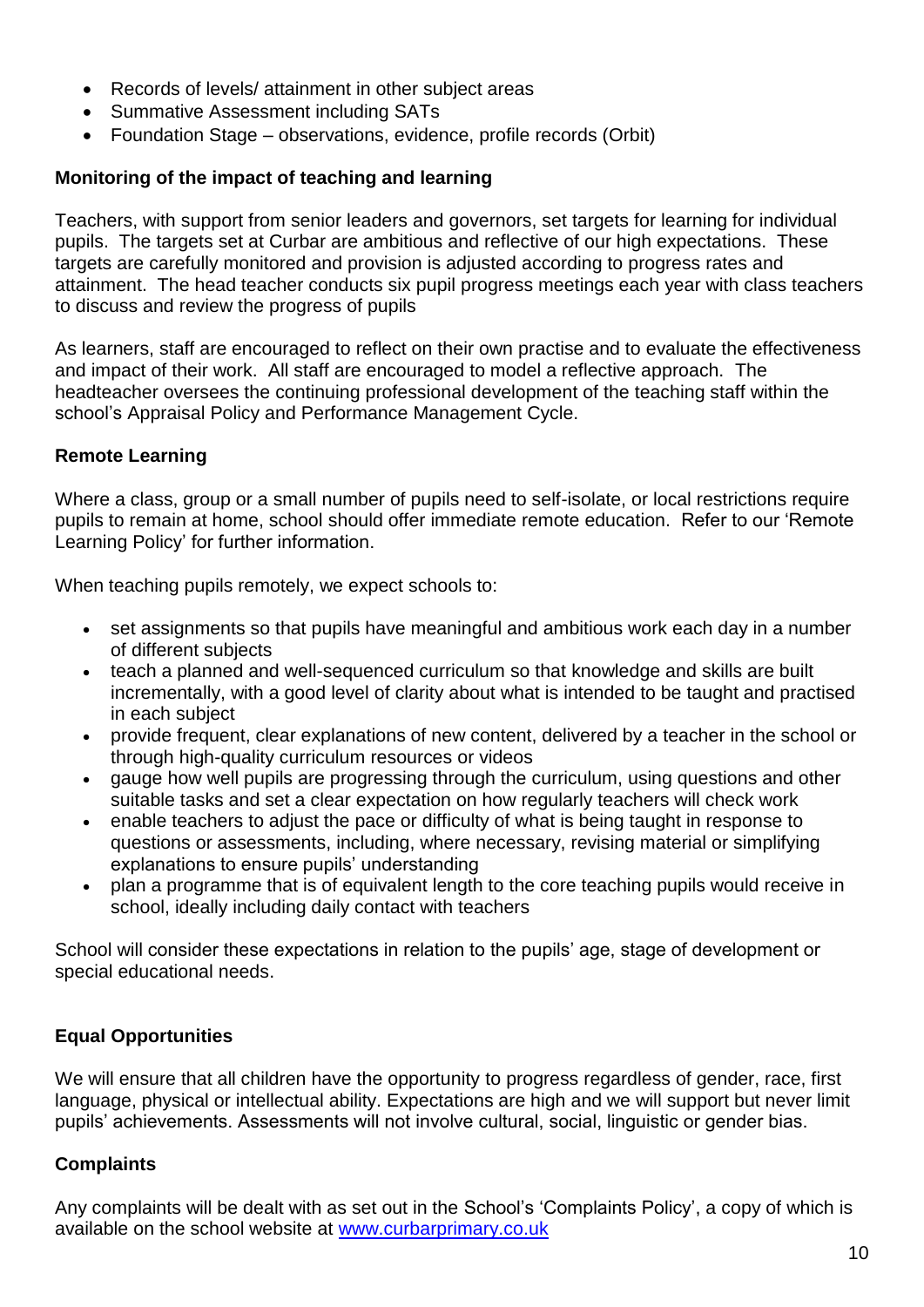- Records of levels/ attainment in other subject areas
- Summative Assessment including SATs
- Foundation Stage – observations, evidence, profile records (Orbit)

**Monitoring of the impact of teaching and learning**

Teachers, with support from senior leaders and governors, set targets for learning for individual pupils. The targets set at Curbar are ambitious and reflective of our high expectations. These targets are carefully monitored and provision is adjusted according to progress rates and attainment. The head teacher conducts six pupil progress meetings each year with class teachers to discuss and review the progress of pupils

As learners, staff are encouraged to reflect on their own practise and to evaluate the effectiveness and impact of their work. All staff are encouraged to model a reflective approach. The headteacher oversees the continuing professional development of the teaching staff within the school's Appraisal Policy and Performance Management Cycle.

**Remote Learning**

Where a class, group or a small number of pupils need to self-isolate, or local restrictions require pupils to remain at home, school should offer immediate remote education. Refer to our 'Remote Learning Policy' for further information.

When teaching pupils remotely, we expect schools to:

- set assignments so that pupils have meaningful and ambitious work each day in a number of different subjects
- teach a planned and well-sequenced curriculum so that knowledge and skills are built incrementally, with a good level of clarity about what is intended to be taught and practised in each subject
- provide frequent, clear explanations of new content, delivered by a teacher in the school or through high-quality curriculum resources or videos
- gauge how well pupils are progressing through the curriculum, using questions and other suitable tasks and set a clear expectation on how regularly teachers will check work
- enable teachers to adjust the pace or difficulty of what is being taught in response to questions or assessments, including, where necessary, revising material or simplifying explanations to ensure pupils' understanding
- plan a programme that is of equivalent length to the core teaching pupils would receive in school, ideally including daily contact with teachers

School will consider these expectations in relation to the pupils' age, stage of development or special educational needs.

**Equal Opportunities**

We will ensure that all children have the opportunity to progress regardless of gender, race, first language, physical or intellectual ability. Expectations are high and we will support but never limit pupils' achievements. Assessments will not involve cultural, social, linguistic or gender bias.

**Complaints**

Any complaints will be dealt with as set out in the School's 'Complaints Policy', a copy of which is available on the school website at [www.curbarprimary.co.uk](www.curbarprimary.co.uk)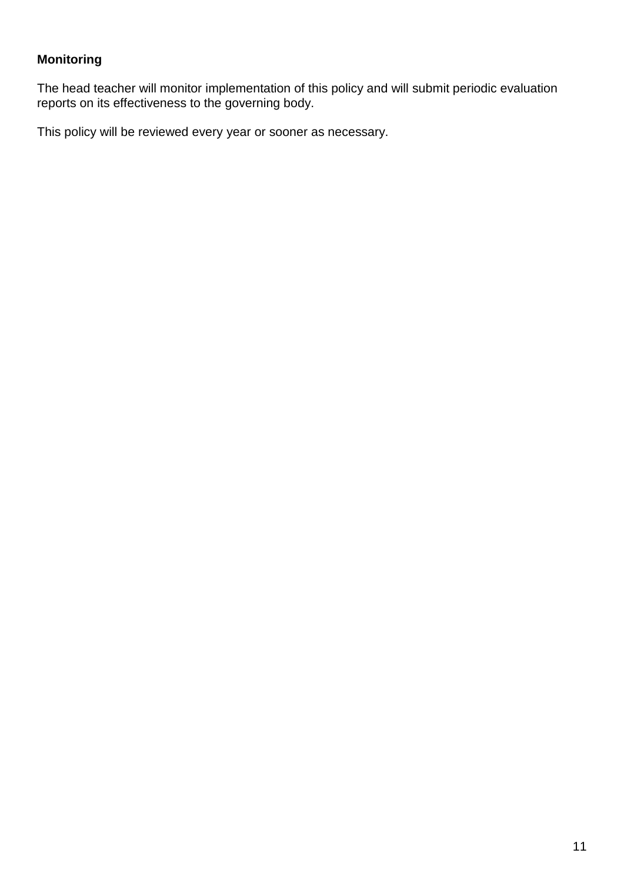**Monitoring**

The head teacher will monitor implementation of this policy and will submit periodic evaluation reports on its effectiveness to the governing body.

This policy will be reviewed every year or sooner as necessary.